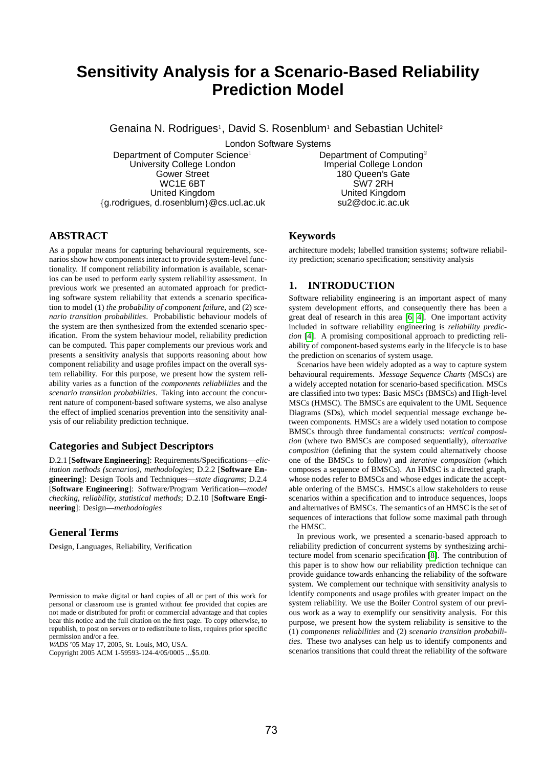# Sensitivity Analysis for a Scenario-Based Reliability Prediction Model

Genaína N. Rodrigues[1], David S. Rosenblum[1] and Sebastian Uchitel[2]

London Software Systems

Department of Computer Science[1]
University College London
Gower Street
WC1E 6BT
United Kingdom
{g.rodrigues, d.rosenblum}@cs.ucl.ac.uk

Department of Computing[2]
Imperial College London
180 Queen's Gate
SW7 2RH
United Kingdom
su2@doc.ic.ac.uk

## ABSTRACT

As a popular means for capturing behavioural requirements, scenarios show how components interact to provide system-level functionality. If component reliability information is available, scenarios can be used to perform early system reliability assessment. In previous work we presented an automated approach for predicting software system reliability that extends a scenario specification to model (1) *the probability of component failure*, and (2) *scenario transition probabilities*. Probabilistic behaviour models of the system are then synthesized from the extended scenario specification. From the system behaviour model, reliability prediction can be computed. This paper complements our previous work and presents a sensitivity analysis that supports reasoning about how component reliability and usage profiles impact on the overall system reliability. For this purpose, we present how the system reliability varies as a function of the *components reliabilities* and the *scenario transition probabilities*. Taking into account the concurrent nature of component-based software systems, we also analyse the effect of implied scenarios prevention into the sensitivity analysis of our reliability prediction technique.

### Categories and Subject Descriptors

D.2.1 [**Software Engineering**]: Requirements/Specifications—*elicitation methods (scenarios), methodologies*; D.2.2 [**Software Engineering**]: Design Tools and Techniques—*state diagrams*; D.2.4 [**Software Engineering**]: Software/Program Verification—*model checking, reliability, statistical methods*; D.2.10 [**Software Engineering**]: Design—*methodologies*

### General Terms

Design, Languages, Reliability, Verification

Permission to make digital or hard copies of all or part of this work for personal or classroom use is granted without fee provided that copies are not made or distributed for profit or commercial advantage and that copies bear this notice and the full citation on the first page. To copy otherwise, to republish, to post on servers or to redistribute to lists, requires prior specific permission and/or a fee.
*WADS* '05 May 17, 2005, St. Louis, MO, USA.
Copyright 2005 ACM 1-59593-124-4/05/0005 ...$5.00.

### Keywords

architecture models; labelled transition systems; software reliability prediction; scenario specification; sensitivity analysis

## 1. INTRODUCTION

Software reliability engineering is an important aspect of many system development efforts, and consequently there has been a great deal of research in this area [6, 4]. One important activity included in software reliability engineering is *reliability prediction* [4]. A promising compositional approach to predicting reliability of component-based systems early in the lifecycle is to base the prediction on scenarios of system usage.

Scenarios have been widely adopted as a way to capture system behavioural requirements. *Message Sequence Charts* (MSCs) are a widely accepted notation for scenario-based specification. MSCs are classified into two types: Basic MSCs (BMSCs) and High-level MSCs (HMSC). The BMSCs are equivalent to the UML Sequence Diagrams (SDs), which model sequential message exchange between components. HMSCs are a widely used notation to compose BMSCs through three fundamental constructs: *vertical composition* (where two BMSCs are composed sequentially), *alternative composition* (defining that the system could alternatively choose one of the BMSCs to follow) and *iterative composition* (which composes a sequence of BMSCs). An HMSC is a directed graph, whose nodes refer to BMSCs and whose edges indicate the acceptable ordering of the BMSCs. HMSCs allow stakeholders to reuse scenarios within a specification and to introduce sequences, loops and alternatives of BMSCs. The semantics of an HMSC is the set of sequences of interactions that follow some maximal path through the HMSC.

In previous work, we presented a scenario-based approach to reliability prediction of concurrent systems by synthesizing architecture model from scenario specification [8]. The contribution of this paper is to show how our reliability prediction technique can provide guidance towards enhancing the reliability of the software system. We complement our technique with sensitivity analysis to identify components and usage profiles with greater impact on the system reliability. We use the Boiler Control system of our previous work as a way to exemplify our sensitivity analysis. For this purpose, we present how the system reliability is sensitive to the (1) *components reliabilities* and (2) *scenario transition probabilities*. These two analyses can help us to identify components and scenarios transitions that could threat the reliability of the software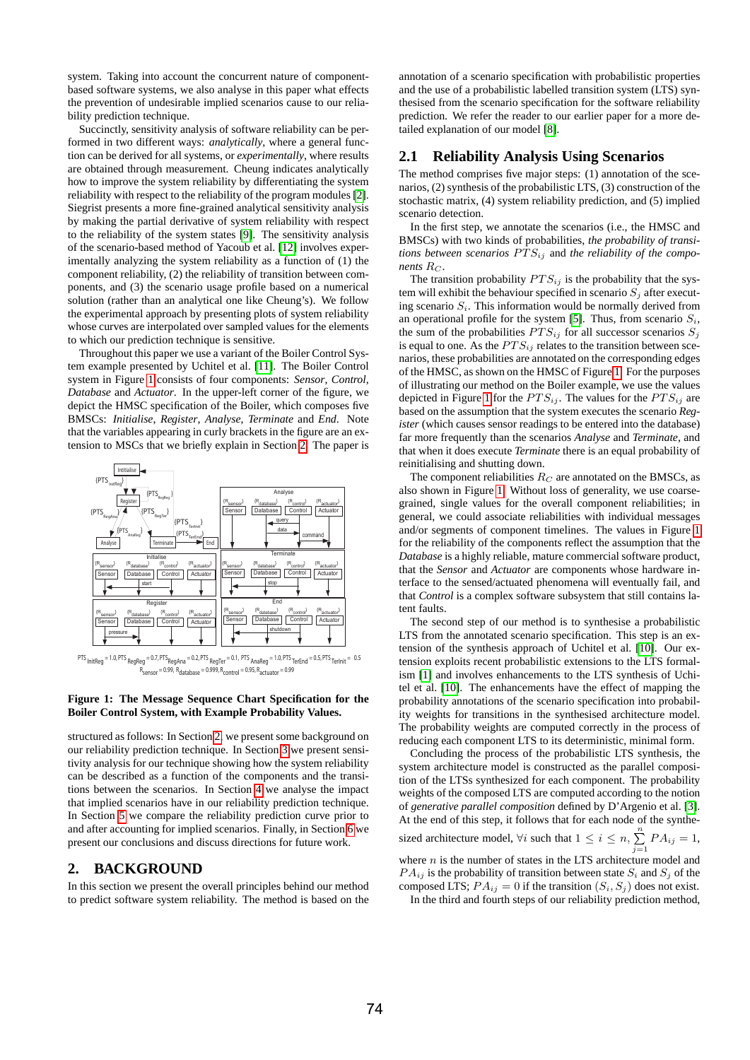system. Taking into account the concurrent nature of component-based software systems, we also analyse in this paper what effects the prevention of undesirable implied scenarios cause to our reliability prediction technique.

Succinctly, sensitivity analysis of software reliability can be performed in two different ways: *analytically*, where a general function can be derived for all systems, or *experimentally*, where results are obtained through measurement. Cheung indicates analytically how to improve the system reliability by differentiating the system reliability with respect to the reliability of the program modules [2]. Siegrist presents a more fine-grained analytical sensitivity analysis by making the partial derivative of system reliability with respect to the reliability of the system states [9]. The sensitivity analysis of the scenario-based method of Yacoub et al. [12] involves experimentally analyzing the system reliability as a function of (1) the component reliability, (2) the reliability of transition between components, and (3) the scenario usage profile based on a numerical solution (rather than an analytical one like Cheung's). We follow the experimental approach by presenting plots of system reliability whose curves are interpolated over sampled values for the elements to which our prediction technique is sensitive.

Throughout this paper we use a variant of the Boiler Control System example presented by Uchitel et al. [11]. The Boiler Control system in Figure 1 consists of four components: *Sensor*, *Control*, *Database* and *Actuator*. In the upper-left corner of the figure, we depict the HMSC specification of the Boiler, which composes five BMSCs: *Initialise*, *Register*, *Analyse*, *Terminate* and *End*. Note that the variables appearing in curly brackets in the figure are an extension to MSCs that we briefly explain in Section 2. The paper is

$PTS_{InitReg} = 1.0, PTS_{RegReg} = 0.7, PTS_{RegAna} = 0.2, PTS_{RegTer} = 0.1, PTS_{AnaReg} = 1.0, PTS_{TerEnd} = 0.5, PTS_{TerInit} = 0.5$
$R_{sensor} = 0.99, R_{database} = 0.999, R_{control} = 0.95, R_{actuator} = 0.99$

**Figure 1: The Message Sequence Chart Specification for the Boiler Control System, with Example Probability Values.**

structured as follows: In Section 2, we present some background on our reliability prediction technique. In Section 3 we present sensitivity analysis for our technique showing how the system reliability can be described as a function of the components and the transitions between the scenarios. In Section 4 we analyse the impact that implied scenarios have in our reliability prediction technique. In Section 5 we compare the reliability prediction curve prior to and after accounting for implied scenarios. Finally, in Section 6 we present our conclusions and discuss directions for future work.

## 2. BACKGROUND

In this section we present the overall principles behind our method to predict software system reliability. The method is based on the annotation of a scenario specification with probabilistic properties and the use of a probabilistic labelled transition system (LTS) synthesised from the scenario specification for the software reliability prediction. We refer the reader to our earlier paper for a more detailed explanation of our model [8].

### 2.1 Reliability Analysis Using Scenarios

The method comprises five major steps: (1) annotation of the scenarios, (2) synthesis of the probabilistic LTS, (3) construction of the stochastic matrix, (4) system reliability prediction, and (5) implied scenario detection.

In the first step, we annotate the scenarios (i.e., the HMSC and BMSCs) with two kinds of probabilities, *the probability of transitions between scenarios* $PTS_{ij}$ and *the reliability of the components* $R_C$.

The transition probability $PTS_{ij}$ is the probability that the system will exhibit the behaviour specified in scenario $S_j$ after executing scenario $S_i$. This information would be normally derived from an operational profile for the system [5]. Thus, from scenario $S_i$, the sum of the probabilities $PTS_{ij}$ for all successor scenarios $S_j$ is equal to one. As the $PTS_{ij}$ relates to the transition between scenarios, these probabilities are annotated on the corresponding edges of the HMSC, as shown on the HMSC of Figure 1. For the purposes of illustrating our method on the Boiler example, we use the values depicted in Figure 1 for the $PTS_{ij}$. The values for the $PTS_{ij}$ are based on the assumption that the system executes the scenario *Register* (which causes sensor readings to be entered into the database) far more frequently than the scenarios *Analyse* and *Terminate*, and that when it does execute *Terminate* there is an equal probability of reinitialising and shutting down.

The component reliabilities $R_C$ are annotated on the BMSCs, as also shown in Figure 1. Without loss of generality, we use coarse-grained, single values for the overall component reliabilities; in general, we could associate reliabilities with individual messages and/or segments of component timelines. The values in Figure 1 for the reliability of the components reflect the assumption that the *Database* is a highly reliable, mature commercial software product, that the *Sensor* and *Actuator* are components whose hardware interface to the sensed/actuated phenomena will eventually fail, and that *Control* is a complex software subsystem that still contains latent faults.

The second step of our method is to synthesise a probabilistic LTS from the annotated scenario specification. This step is an extension of the synthesis approach of Uchitel et al. [10]. Our extension exploits recent probabilistic extensions to the LTS formalism [1] and involves enhancements to the LTS synthesis of Uchitel et al. [10]. The enhancements have the effect of mapping the probability annotations of the scenario specification into probability weights for transitions in the synthesised architecture model. The probability weights are computed correctly in the process of reducing each component LTS to its deterministic, minimal form.

Concluding the process of the probabilistic LTS synthesis, the system architecture model is constructed as the parallel composition of the LTSs synthesized for each component. The probability weights of the composed LTS are computed according to the notion of *generative parallel composition* defined by D'Argenio et al. [3]. At the end of this step, it follows that for each node of the synthesized architecture model, $\forall i$ such that $1 \leq i \leq n$, $\sum_{j=1}^{n} PA_{ij} = 1$, where $n$ is the number of states in the LTS architecture model and $PA_{ij}$ is the probability of transition between state $S_i$ and $S_j$ of the composed LTS; $PA_{ij} = 0$ if the transition $(S_i, S_j)$ does not exist.

In the third and fourth steps of our reliability prediction method,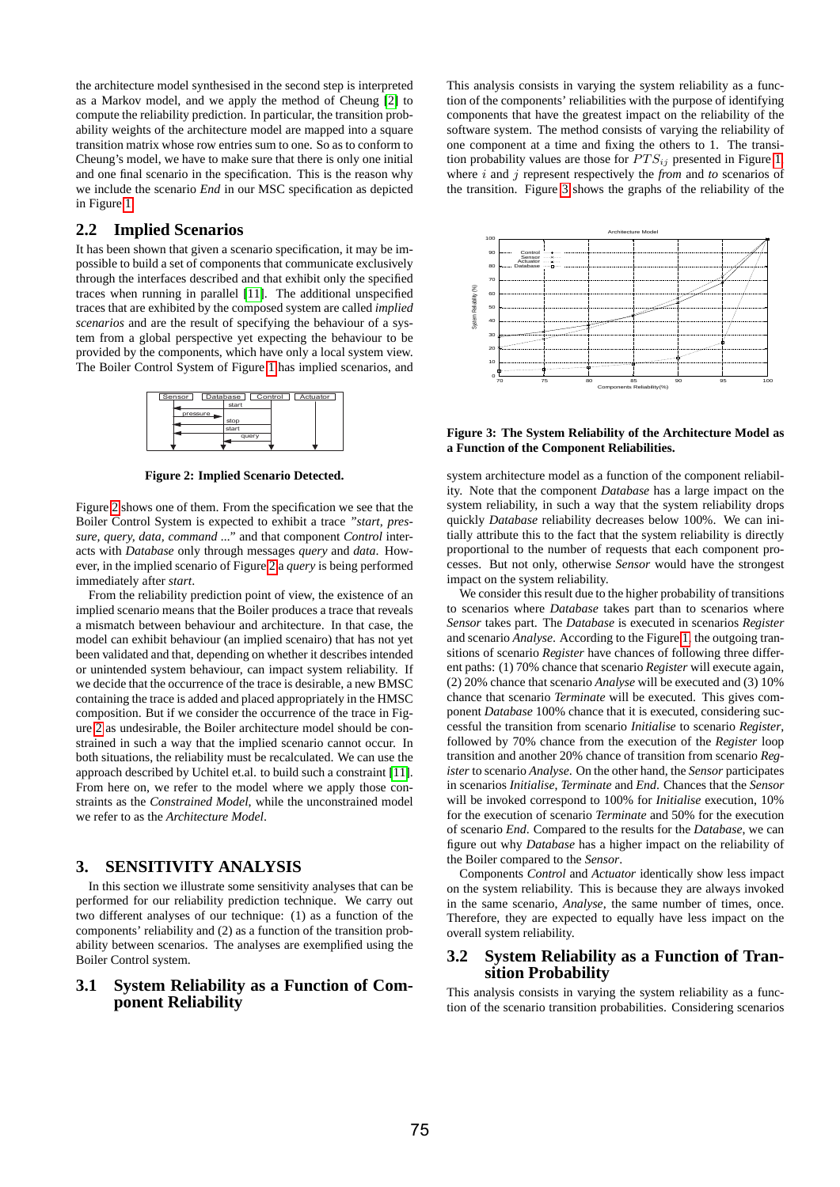the architecture model synthesised in the second step is interpreted as a Markov model, and we apply the method of Cheung [2] to compute the reliability prediction. In particular, the transition probability weights of the architecture model are mapped into a square transition matrix whose row entries sum to one. So as to conform to Cheung's model, we have to make sure that there is only one initial and one final scenario in the specification. This is the reason why we include the scenario *End* in our MSC specification as depicted in Figure 1.

## 2.2 Implied Scenarios

It has been shown that given a scenario specification, it may be impossible to build a set of components that communicate exclusively through the interfaces described and that exhibit only the specified traces when running in parallel [11]. The additional unspecified traces that are exhibited by the composed system are called *implied scenarios* and are the result of specifying the behaviour of a system from a global perspective yet expecting the behaviour to be provided by the components, which have only a local system view. The Boiler Control System of Figure 1 has implied scenarios, and

**Figure 2: Implied Scenario Detected.**

Figure 2 shows one of them. From the specification we see that the Boiler Control System is expected to exhibit a trace *"start, pressure, query, data, command ..."* and that component *Control* interacts with *Database* only through messages *query* and *data*. However, in the implied scenario of Figure 2 a *query* is being performed immediately after *start*.

From the reliability prediction point of view, the existence of an implied scenario means that the Boiler produces a trace that reveals a mismatch between behaviour and architecture. In that case, the model can exhibit behaviour (an implied scenairo) that has not yet been validated and that, depending on whether it describes intended or unintended system behaviour, can impact system reliability. If we decide that the occurrence of the trace is desirable, a new BMSC containing the trace is added and placed appropriately in the HMSC composition. But if we consider the occurrence of the trace in Figure 2 as undesirable, the Boiler architecture model should be constrained in such a way that the implied scenario cannot occur. In both situations, the reliability must be recalculated. We can use the approach described by Uchitel et.al. to build such a constraint [11]. From here on, we refer to the model where we apply those constraints as the *Constrained Model*, while the unconstrained model we refer to as the *Architecture Model*.

# 3. SENSITIVITY ANALYSIS

In this section we illustrate some sensitivity analyses that can be performed for our reliability prediction technique. We carry out two different analyses of our technique: (1) as a function of the components' reliability and (2) as a function of the transition probability between scenarios. The analyses are exemplified using the Boiler Control system.

## 3.1 System Reliability as a Function of Component Reliability

This analysis consists in varying the system reliability as a function of the components' reliabilities with the purpose of identifying components that have the greatest impact on the reliability of the software system. The method consists of varying the reliability of one component at a time and fixing the others to 1. The transition probability values are those for $PTS_{ij}$ presented in Figure 1, where $i$ and $j$ represent respectively the *from* and *to* scenarios of the transition. Figure 3 shows the graphs of the reliability of the

**Figure 3: The System Reliability of the Architecture Model as a Function of the Component Reliabilities.**

system architecture model as a function of the component reliability. Note that the component *Database* has a large impact on the system reliability, in such a way that the system reliability drops quickly *Database* reliability decreases below 100%. We can initially attribute this to the fact that the system reliability is directly proportional to the number of requests that each component processes. But not only, otherwise *Sensor* would have the strongest impact on the system reliability.

We consider this result due to the higher probability of transitions to scenarios where *Database* takes part than to scenarios where *Sensor* takes part. The *Database* is executed in scenarios *Register* and scenario *Analyse*. According to the Figure 1, the outgoing transitions of scenario *Register* have chances of following three different paths: (1) 70% chance that scenario *Register* will execute again, (2) 20% chance that scenario *Analyse* will be executed and (3) 10% chance that scenario *Terminate* will be executed. This gives component *Database* 100% chance that it is executed, considering successful the transition from scenario *Initialise* to scenario *Register*, followed by 70% chance from the execution of the *Register* loop transition and another 20% chance of transition from scenario *Register* to scenario *Analyse*. On the other hand, the *Sensor* participates in scenarios *Initialise*, *Terminate* and *End*. Chances that the *Sensor* will be invoked correspond to 100% for *Initialise* execution, 10% for the execution of scenario *Terminate* and 50% for the execution of scenario *End*. Compared to the results for the *Database*, we can figure out why *Database* has a higher impact on the reliability of the Boiler compared to the *Sensor*.

Components *Control* and *Actuator* identically show less impact on the system reliability. This is because they are always invoked in the same scenario, *Analyse*, the same number of times, once. Therefore, they are expected to equally have less impact on the overall system reliability.

## 3.2 System Reliability as a Function of Transition Probability

This analysis consists in varying the system reliability as a function of the scenario transition probabilities. Considering scenarios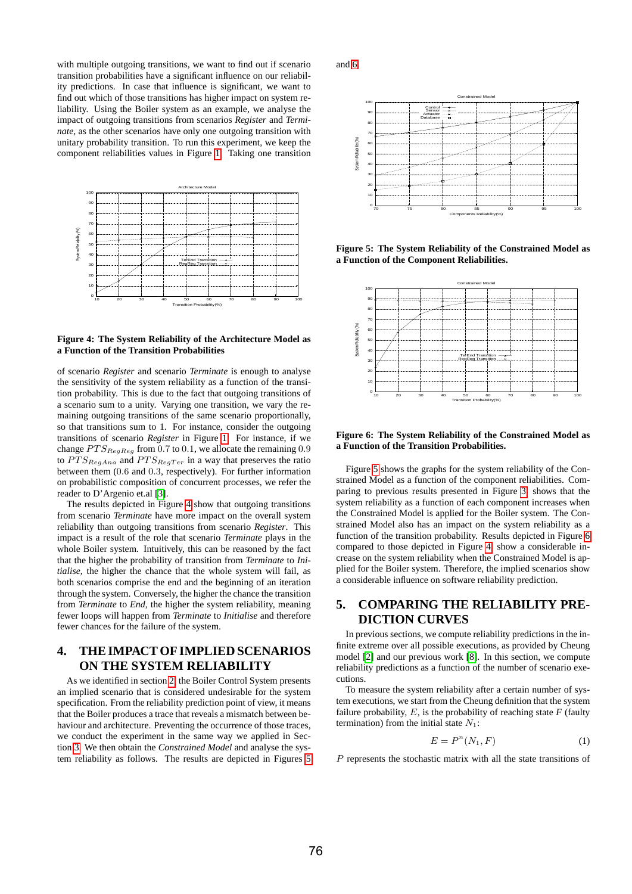with multiple outgoing transitions, we want to find out if scenario transition probabilities have a significant influence on our reliability predictions. In case that influence is significant, we want to find out which of those transitions has higher impact on system reliability. Using the Boiler system as an example, we analyse the impact of outgoing transitions from scenarios *Register* and *Terminate*, as the other scenarios have only one outgoing transition with unitary probability transition. To run this experiment, we keep the component reliabilities values in Figure 1. Taking one transition

**Figure 4: The System Reliability of the Architecture Model as a Function of the Transition Probabilities**

of scenario *Register* and scenario *Terminate* is enough to analyse the sensitivity of the system reliability as a function of the transition probability. This is due to the fact that outgoing transitions of a scenario sum to a unity. Varying one transition, we vary the remaining outgoing transitions of the same scenario proportionally, so that transitions sum to 1. For instance, consider the outgoing transitions of scenario *Register* in Figure 1. For instance, if we change $PTS_{RegReg}$ from $0.7$ to $0.1$, we allocate the remaining $0.9$ to $PTS_{RegAna}$ and $PTS_{RegTer}$ in a way that preserves the ratio between them ($0.6$ and $0.3$, respectively). For further information on probabilistic composition of concurrent processes, we refer the reader to D'Argenio et.al [3].

The results depicted in Figure 4 show that outgoing transitions from scenario *Terminate* have more impact on the overall system reliability than outgoing transitions from scenario *Register*. This impact is a result of the role that scenario *Terminate* plays in the whole Boiler system. Intuitively, this can be reasoned by the fact that the higher the probability of transition from *Terminate* to *Initialise*, the higher the chance that the whole system will fail, as both scenarios comprise the end and the beginning of an iteration through the system. Conversely, the higher the chance the transition from *Terminate* to *End*, the higher the system reliability, meaning fewer loops will happen from *Terminate* to *Initialise* and therefore fewer chances for the failure of the system.

## 4. THE IMPACT OF IMPLIED SCENARIOS ON THE SYSTEM RELIABILITY

As we identified in section 2, the Boiler Control System presents an implied scenario that is considered undesirable for the system specification. From the reliability prediction point of view, it means that the Boiler produces a trace that reveals a mismatch between behaviour and architecture. Preventing the occurrence of those traces, we conduct the experiment in the same way we applied in Section 3. We then obtain the *Constrained Model* and analyse the system reliability as follows. The results are depicted in Figures 5 and 6.

**Figure 5: The System Reliability of the Constrained Model as a Function of the Component Reliabilities.**

**Figure 6: The System Reliability of the Constrained Model as a Function of the Transition Probabilities.**

Figure 5 shows the graphs for the system reliability of the Constrained Model as a function of the component reliabilities. Comparing to previous results presented in Figure 3 shows that the system reliability as a function of each component increases when the Constrained Model is applied for the Boiler system. The Constrained Model also has an impact on the system reliability as a function of the transition probability. Results depicted in Figure 6 compared to those depicted in Figure 4 show a considerable increase on the system reliability when the Constrained Model is applied for the Boiler system. Therefore, the implied scenarios show a considerable influence on software reliability prediction.

## 5. COMPARING THE RELIABILITY PREDICTION CURVES

In previous sections, we compute reliability predictions in the infinite extreme over all possible executions, as provided by Cheung model [2] and our previous work [8]. In this section, we compute reliability predictions as a function of the number of scenario executions.

To measure the system reliability after a certain number of system executions, we start from the Cheung definition that the system failure probability, $E$, is the probability of reaching state $F$ (faulty termination) from the initial state $N_1$:

$$E = P^n(N_1, F) \tag{1}$$

$P$ represents the stochastic matrix with all the state transitions of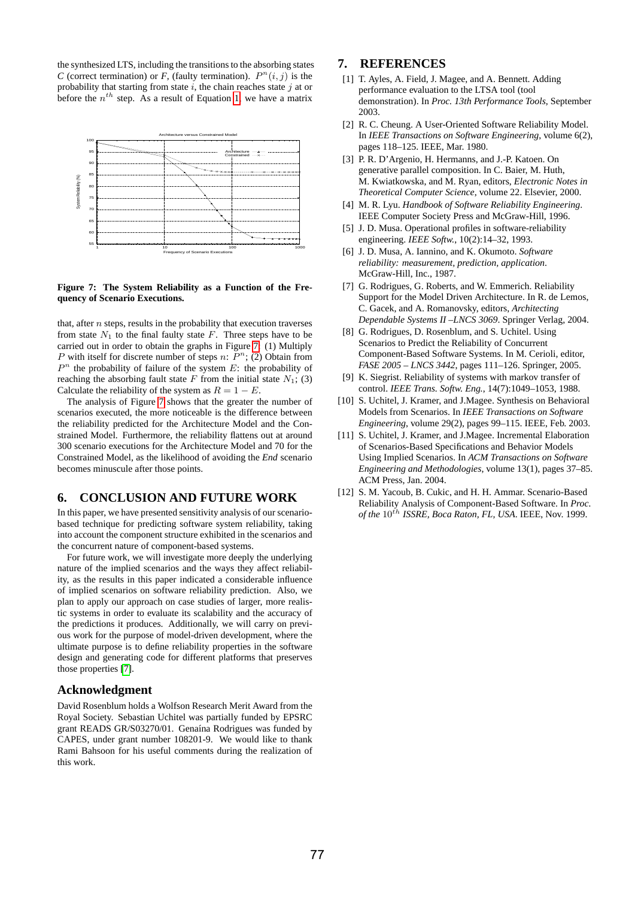the synthesized LTS, including the transitions to the absorbing states $C$ (correct termination) or $F$, (faulty termination). $P^n(i,j)$ is the probability that starting from state $i$, the chain reaches state $j$ at or before the $n^{th}$ step. As a result of Equation 1, we have a matrix

Architecture versus Constrained Model

System Reliability (%)

Frequency of Scenario Executions

Architecture
Constrained

100
95
90
85
80
75
70
65
60
55

1
10
100
1000

**Figure 7: The System Reliability as a Function of the Frequency of Scenario Executions.**

that, after $n$ steps, results in the probability that execution traverses from state $N_1$ to the final faulty state $F$. Three steps have to be carried out in order to obtain the graphs in Figure 7: (1) Multiply $P$ with itself for discrete number of steps $n$: $P^n$; (2) Obtain from $P^n$ the probability of failure of the system $E$: the probability of reaching the absorbing fault state $F$ from the initial state $N_1$; (3) Calculate the reliability of the system as $R = 1 - E$.

The analysis of Figure 7 shows that the greater the number of scenarios executed, the more noticeable is the difference between the reliability predicted for the Architecture Model and the Constrained Model. Furthermore, the reliability flattens out at around 300 scenario executions for the Architecture Model and 70 for the Constrained Model, as the likelihood of avoiding the *End* scenario becomes minuscule after those points.

## 6. CONCLUSION AND FUTURE WORK

In this paper, we have presented sensitivity analysis of our scenario-based technique for predicting software system reliability, taking into account the component structure exhibited in the scenarios and the concurrent nature of component-based systems.

For future work, we will investigate more deeply the underlying nature of the implied scenarios and the ways they affect reliability, as the results in this paper indicated a considerable influence of implied scenarios on software reliability prediction. Also, we plan to apply our approach on case studies of larger, more realistic systems in order to evaluate its scalability and the accuracy of the predictions it produces. Additionally, we will carry on previous work for the purpose of model-driven development, where the ultimate purpose is to define reliability properties in the software design and generating code for different platforms that preserves those properties [7].

## Acknowledgment

David Rosenblum holds a Wolfson Research Merit Award from the Royal Society. Sebastian Uchitel was partially funded by EPSRC grant READS GR/S03270/01. Genaína Rodrigues was funded by CAPES, under grant number 108201-9. We would like to thank Rami Bahsoon for his useful comments during the realization of this work.

## 7. REFERENCES

[1] T. Ayles, A. Field, J. Magee, and A. Bennett. Adding performance evaluation to the LTSA tool (tool demonstration). In *Proc. 13th Performance Tools*, September 2003.

[2] R. C. Cheung. A User-Oriented Software Reliability Model. In *IEEE Transactions on Software Engineering*, volume 6(2), pages 118–125. IEEE, Mar. 1980.

[3] P. R. D'Argenio, H. Hermanns, and J.-P. Katoen. On generative parallel composition. In C. Baier, M. Huth, M. Kwiatkowska, and M. Ryan, editors, *Electronic Notes in Theoretical Computer Science*, volume 22. Elsevier, 2000.

[4] M. R. Lyu. *Handbook of Software Reliability Engineering*. IEEE Computer Society Press and McGraw-Hill, 1996.

[5] J. D. Musa. Operational profiles in software-reliability engineering. *IEEE Softw.*, 10(2):14–32, 1993.

[6] J. D. Musa, A. Iannino, and K. Okumoto. *Software reliability: measurement, prediction, application*. McGraw-Hill, Inc., 1987.

[7] G. Rodrigues, G. Roberts, and W. Emmerich. Reliability Support for the Model Driven Architecture. In R. de Lemos, C. Gacek, and A. Romanovsky, editors, *Architecting Dependable Systems II –LNCS 3069*. Springer Verlag, 2004.

[8] G. Rodrigues, D. Rosenblum, and S. Uchitel. Using Scenarios to Predict the Reliability of Concurrent Component-Based Software Systems. In M. Cerioli, editor, *FASE 2005 – LNCS 3442*, pages 111–126. Springer, 2005.

[9] K. Siegrist. Reliability of systems with markov transfer of control. *IEEE Trans. Softw. Eng.*, 14(7):1049–1053, 1988.

[10] S. Uchitel, J. Kramer, and J.Magee. Synthesis on Behavioral Models from Scenarios. In *IEEE Transactions on Software Engineering*, volume 29(2), pages 99–115. IEEE, Feb. 2003.

[11] S. Uchitel, J. Kramer, and J.Magee. Incremental Elaboration of Scenarios-Based Specifications and Behavior Models Using Implied Scenarios. In *ACM Transactions on Software Engineering and Methodologies*, volume 13(1), pages 37–85. ACM Press, Jan. 2004.

[12] S. M. Yacoub, B. Cukic, and H. H. Ammar. Scenario-Based Reliability Analysis of Component-Based Software. In *Proc. of the* $10^{th}$ *ISSRE, Boca Raton, FL, USA*. IEEE, Nov. 1999.